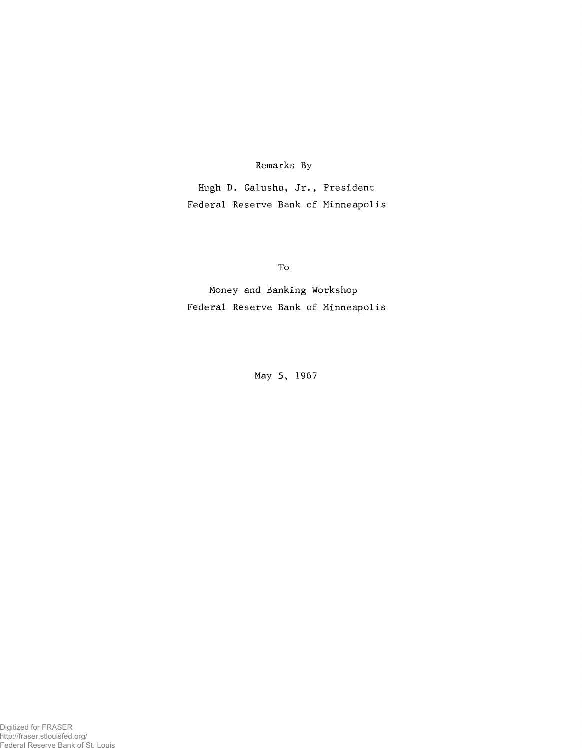Remarks By

Hugh D. Galusha, Jr., President
Federal Reserve Bank of Minneapolis

To

Money and Banking Workshop
Federal Reserve Bank of Minneapolis

May 5, 1967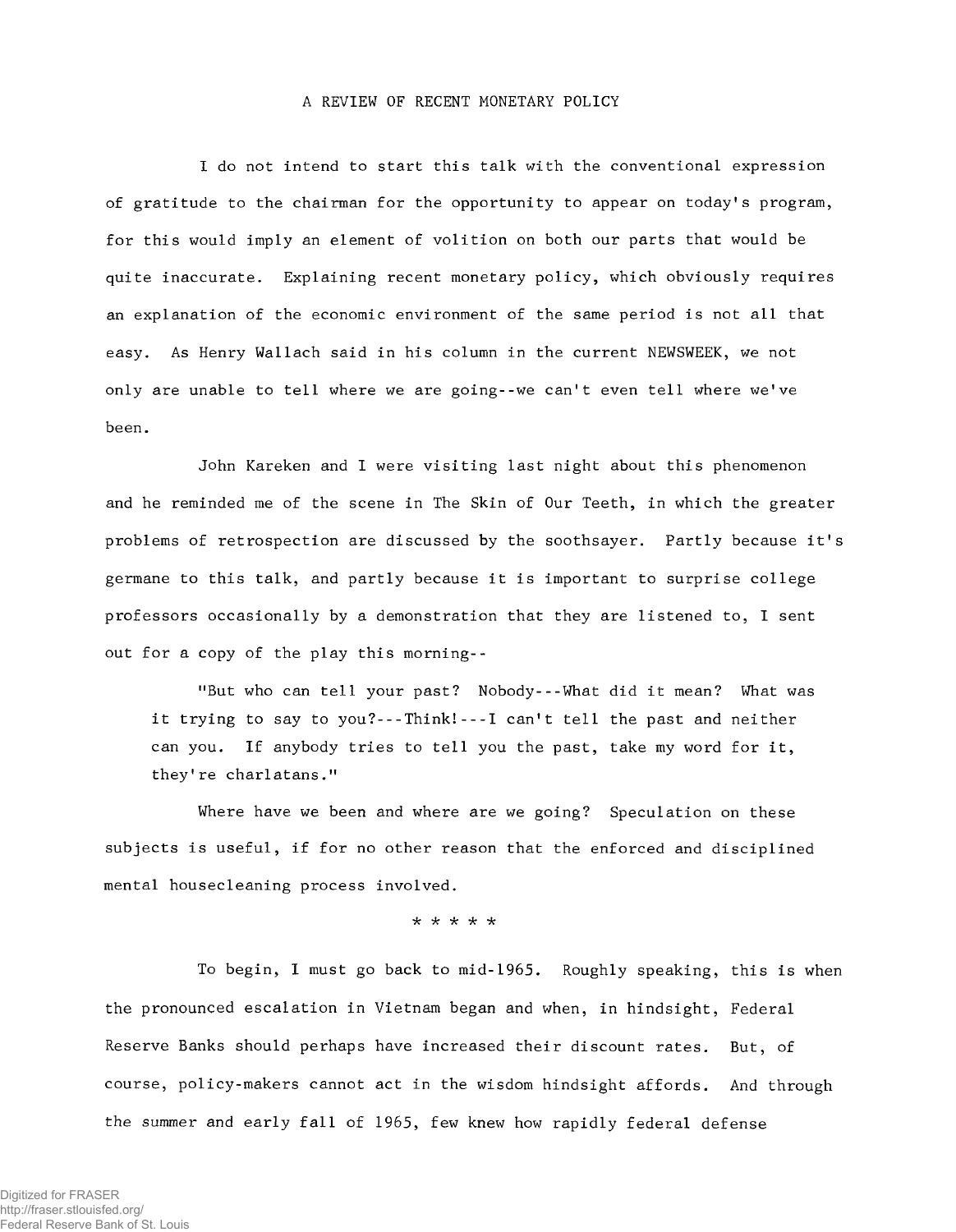A REVIEW OF RECENT MONETARY POLICY

I do not intend to start this talk with the conventional expression of gratitude to the chairman for the opportunity to appear on today's program, for this would imply an element of volition on both our parts that would be quite inaccurate. Explaining recent monetary policy, which obviously requires an explanation of the economic environment of the same period is not all that easy. As Henry Wallach said in his column in the current NEWSWEEK, we not only are unable to tell where we are going--we can't even tell where we've been.

John Kareken and I were visiting last night about this phenomenon and he reminded me of the scene in The Skin of Our Teeth, in which the greater problems of retrospection are discussed by the soothsayer. Partly because it's germane to this talk, and partly because it is important to surprise college professors occasionally by a demonstration that they are listened to, I sent out for a copy of the play this morning--

> "But who can tell your past? Nobody---What did it mean? What was it trying to say to you?---Think!---I can't tell the past and neither can you. If anybody tries to tell you the past, take my word for it, they're charlatans."

Where have we been and where are we going? Speculation on these subjects is useful, if for no other reason that the enforced and disciplined mental housecleaning process involved.

\* \* \* \* \*

To begin, I must go back to mid-1965. Roughly speaking, this is when the pronounced escalation in Vietnam began and when, in hindsight, Federal Reserve Banks should perhaps have increased their discount rates. But, of course, policy-makers cannot act in the wisdom hindsight affords. And through the summer and early fall of 1965, few knew how rapidly federal defense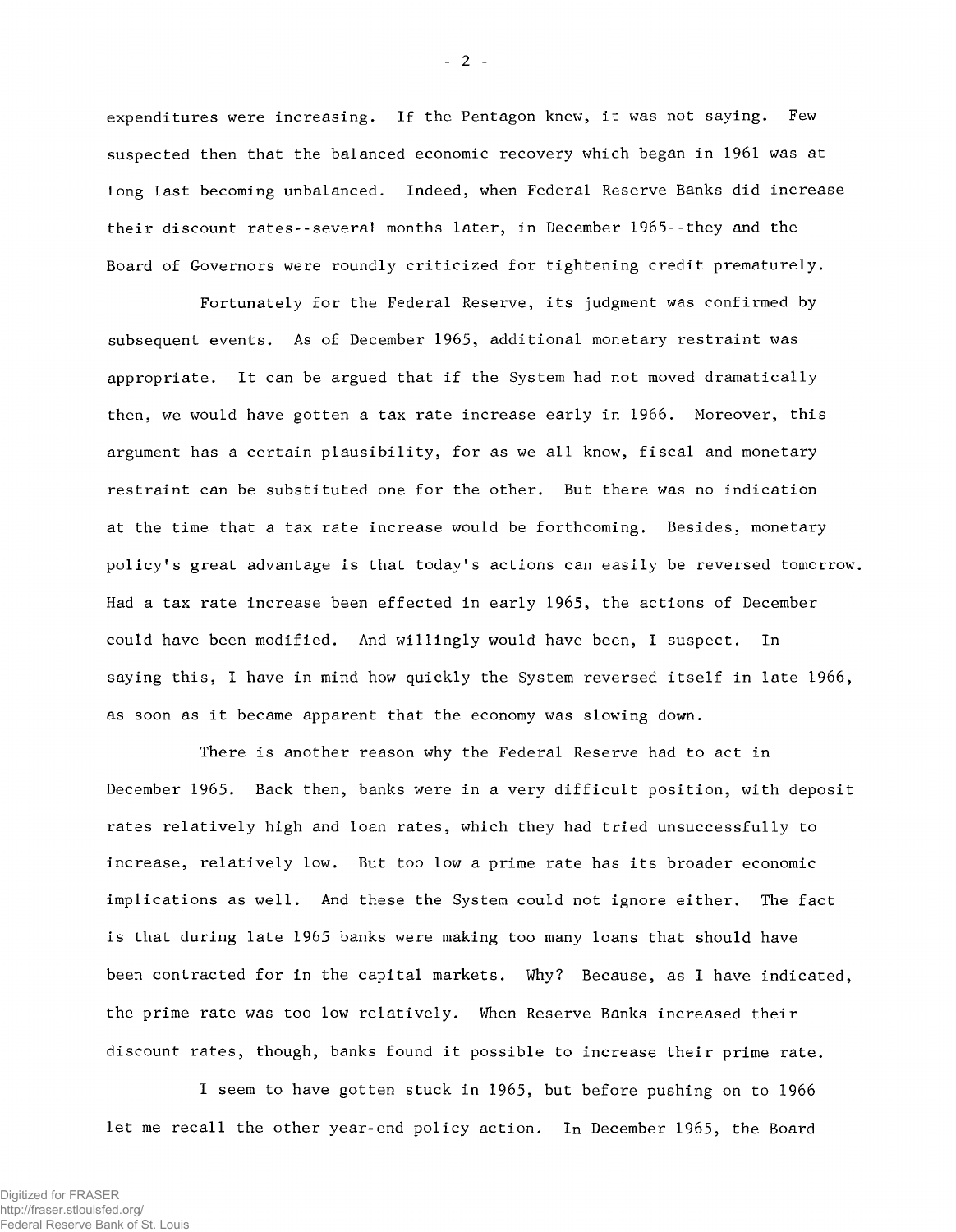expenditures were increasing. If the Pentagon knew, it was not saying. Few suspected then that the balanced economic recovery which began in 1961 was at long last becoming unbalanced. Indeed, when Federal Reserve Banks did increase their discount rates--several months later, in December 1965--they and the Board of Governors were roundly criticized for tightening credit prematurely.

Fortunately for the Federal Reserve, its judgment was confirmed by subsequent events. As of December 1965, additional monetary restraint was appropriate. It can be argued that if the System had not moved dramatically then, we would have gotten a tax rate increase early in 1966. Moreover, this argument has a certain plausibility, for as we all know, fiscal and monetary restraint can be substituted one for the other. But there was no indication at the time that a tax rate increase would be forthcoming. Besides, monetary policy's great advantage is that today's actions can easily be reversed tomorrow. Had a tax rate increase been effected in early 1965, the actions of December could have been modified. And willingly would have been, I suspect. In saying this, I have in mind how quickly the System reversed itself in late 1966, as soon as it became apparent that the economy was slowing down.

There is another reason why the Federal Reserve had to act in December 1965. Back then, banks were in a very difficult position, with deposit rates relatively high and loan rates, which they had tried unsuccessfully to increase, relatively low. But too low a prime rate has its broader economic implications as well. And these the System could not ignore either. The fact is that during late 1965 banks were making too many loans that should have been contracted for in the capital markets. Why? Because, as I have indicated, the prime rate was too low relatively. When Reserve Banks increased their discount rates, though, banks found it possible to increase their prime rate.

I seem to have gotten stuck in 1965, but before pushing on to 1966 let me recall the other year-end policy action. In December 1965, the Board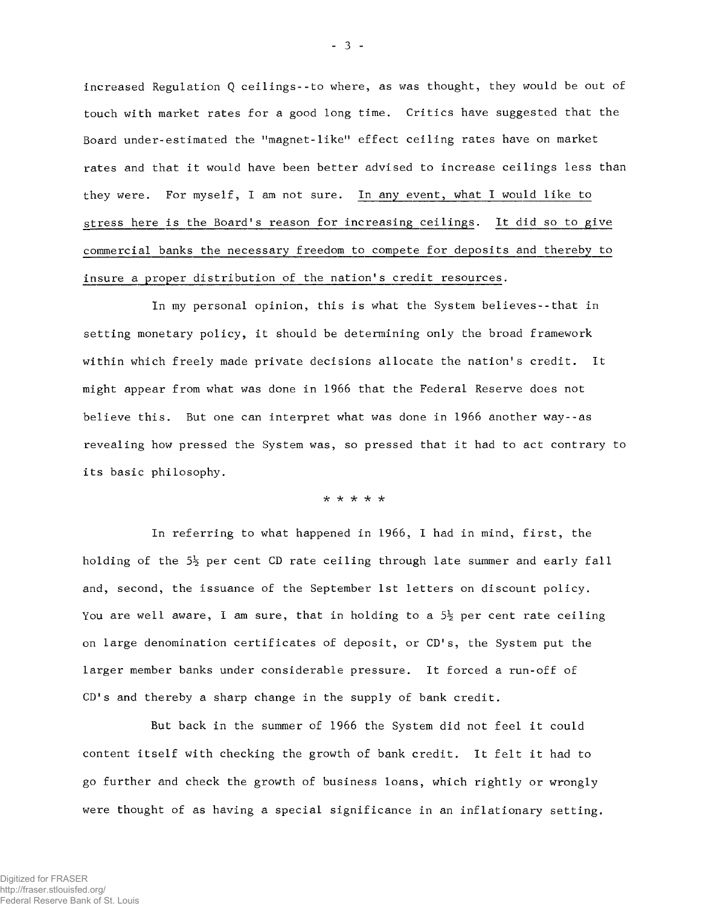increased Regulation Q ceilings--to where, as was thought, they would be out of touch with market rates for a good long time. Critics have suggested that the Board under-estimated the "magnet-like" effect ceiling rates have on market rates and that it would have been better advised to increase ceilings less than they were. For myself, I am not sure. <u>In any event, what I would like to stress here is the Board's reason for increasing ceilings.</u> <u>It did so to give commercial banks the necessary freedom to compete for deposits and thereby to insure a proper distribution of the nation's credit resources.</u>

In my personal opinion, this is what the System believes--that in setting monetary policy, it should be determining only the broad framework within which freely made private decisions allocate the nation's credit. It might appear from what was done in 1966 that the Federal Reserve does not believe this. But one can interpret what was done in 1966 another way--as revealing how pressed the System was, so pressed that it had to act contrary to its basic philosophy.

\* \* \* \* \*

In referring to what happened in 1966, I had in mind, first, the holding of the 5½ per cent CD rate ceiling through late summer and early fall and, second, the issuance of the September 1st letters on discount policy. You are well aware, I am sure, that in holding to a 5½ per cent rate ceiling on large denomination certificates of deposit, or CD's, the System put the larger member banks under considerable pressure. It forced a run-off of CD's and thereby a sharp change in the supply of bank credit.

But back in the summer of 1966 the System did not feel it could content itself with checking the growth of bank credit. It felt it had to go further and check the growth of business loans, which rightly or wrongly were thought of as having a special significance in an inflationary setting.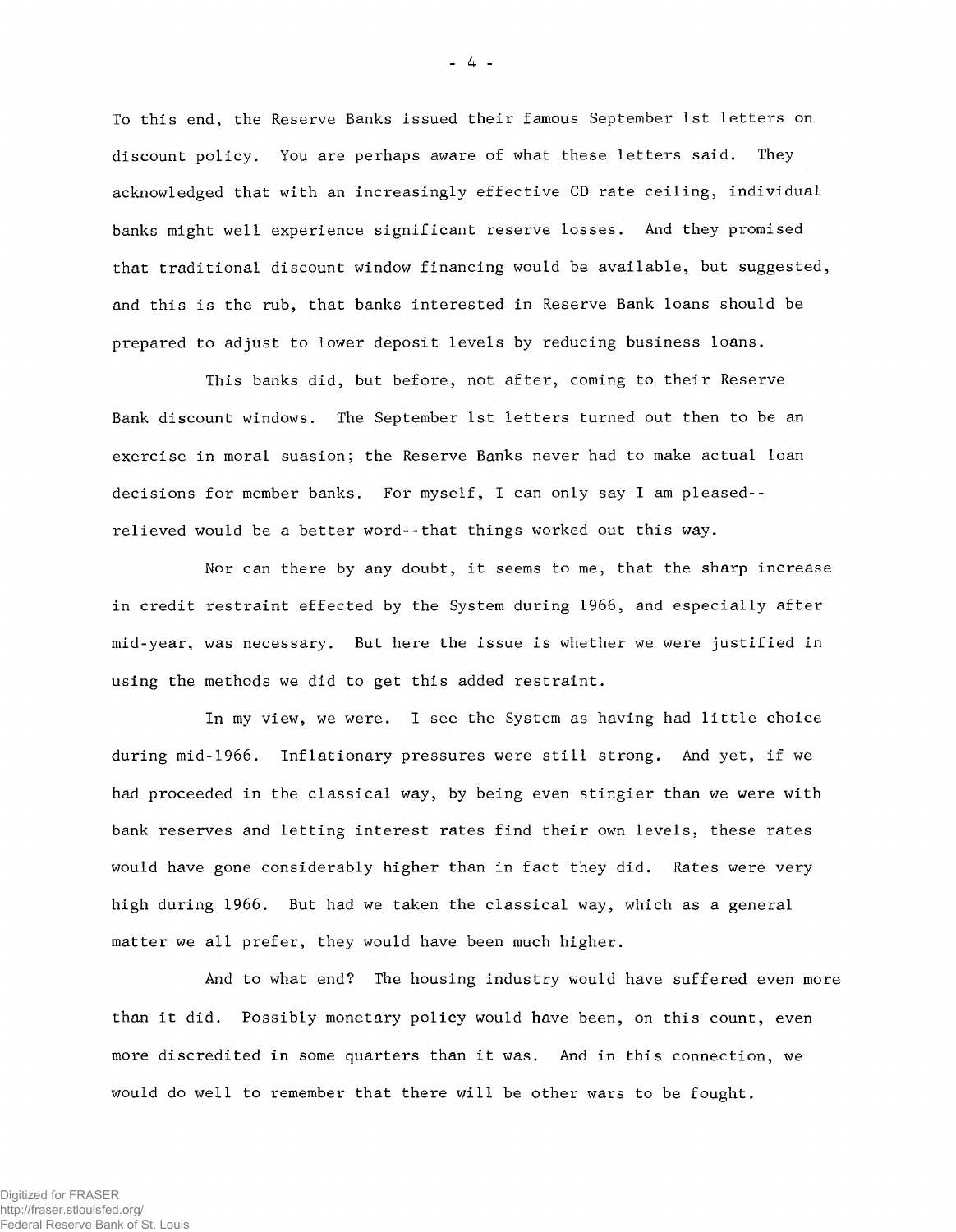To this end, the Reserve Banks issued their famous September 1st letters on discount policy. You are perhaps aware of what these letters said. They acknowledged that with an increasingly effective CD rate ceiling, individual banks might well experience significant reserve losses. And they promised that traditional discount window financing would be available, but suggested, and this is the rub, that banks interested in Reserve Bank loans should be prepared to adjust to lower deposit levels by reducing business loans.

This banks did, but before, not after, coming to their Reserve Bank discount windows. The September 1st letters turned out then to be an exercise in moral suasion; the Reserve Banks never had to make actual loan decisions for member banks. For myself, I can only say I am pleased--relieved would be a better word--that things worked out this way.

Nor can there by any doubt, it seems to me, that the sharp increase in credit restraint effected by the System during 1966, and especially after mid-year, was necessary. But here the issue is whether we were justified in using the methods we did to get this added restraint.

In my view, we were. I see the System as having had little choice during mid-1966. Inflationary pressures were still strong. And yet, if we had proceeded in the classical way, by being even stingier than we were with bank reserves and letting interest rates find their own levels, these rates would have gone considerably higher than in fact they did. Rates were very high during 1966. But had we taken the classical way, which as a general matter we all prefer, they would have been much higher.

And to what end? The housing industry would have suffered even more than it did. Possibly monetary policy would have been, on this count, even more discredited in some quarters than it was. And in this connection, we would do well to remember that there will be other wars to be fought.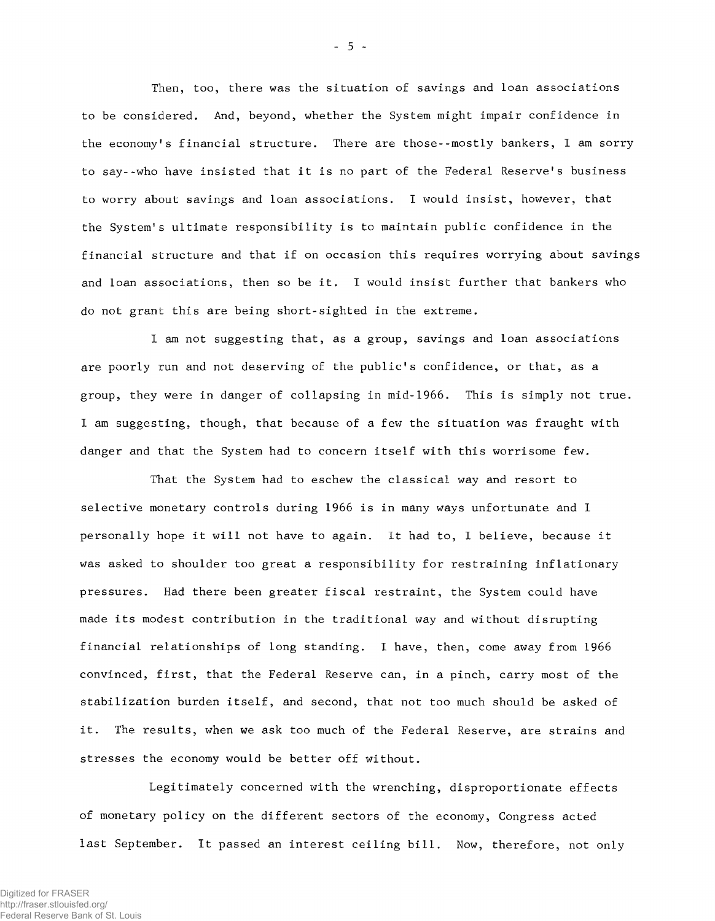Then, too, there was the situation of savings and loan associations to be considered. And, beyond, whether the System might impair confidence in the economy's financial structure. There are those--mostly bankers, I am sorry to say--who have insisted that it is no part of the Federal Reserve's business to worry about savings and loan associations. I would insist, however, that the System's ultimate responsibility is to maintain public confidence in the financial structure and that if on occasion this requires worrying about savings and loan associations, then so be it. I would insist further that bankers who do not grant this are being short-sighted in the extreme.

I am not suggesting that, as a group, savings and loan associations are poorly run and not deserving of the public's confidence, or that, as a group, they were in danger of collapsing in mid-1966. This is simply not true. I am suggesting, though, that because of a few the situation was fraught with danger and that the System had to concern itself with this worrisome few.

That the System had to eschew the classical way and resort to selective monetary controls during 1966 is in many ways unfortunate and I personally hope it will not have to again. It had to, I believe, because it was asked to shoulder too great a responsibility for restraining inflationary pressures. Had there been greater fiscal restraint, the System could have made its modest contribution in the traditional way and without disrupting financial relationships of long standing. I have, then, come away from 1966 convinced, first, that the Federal Reserve can, in a pinch, carry most of the stabilization burden itself, and second, that not too much should be asked of it. The results, when we ask too much of the Federal Reserve, are strains and stresses the economy would be better off without.

Legitimately concerned with the wrenching, disproportionate effects of monetary policy on the different sectors of the economy, Congress acted last September. It passed an interest ceiling bill. Now, therefore, not only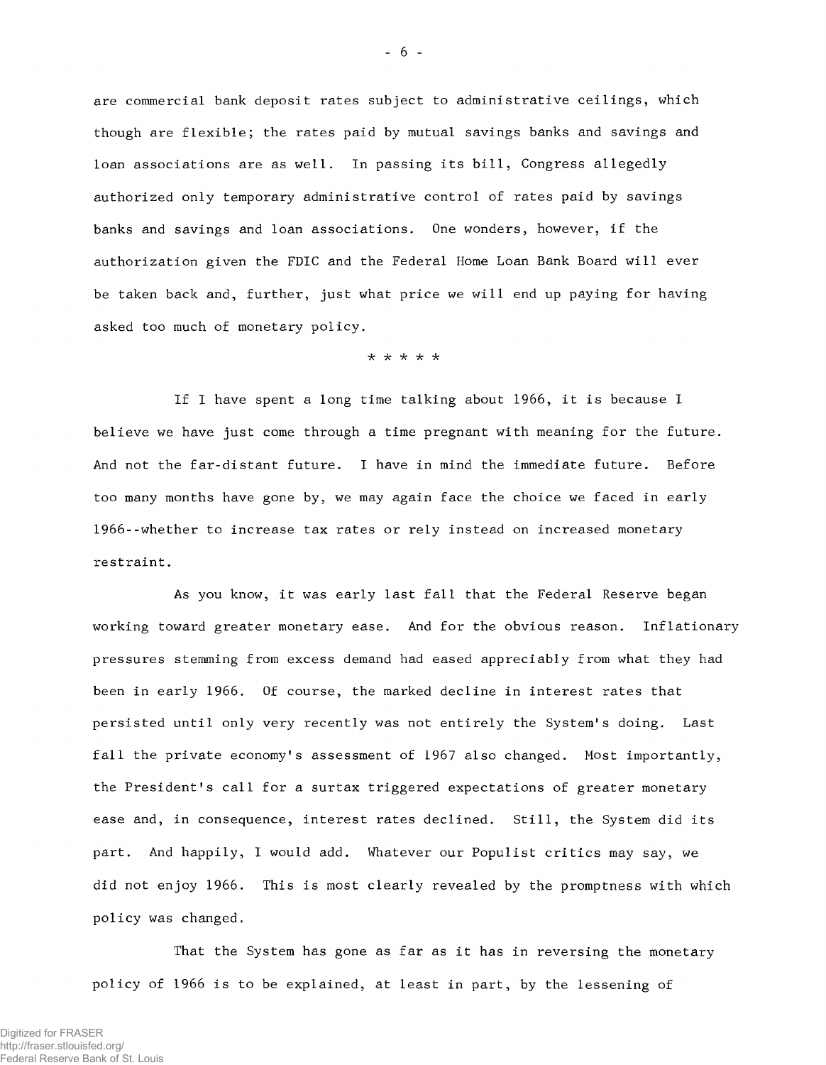are commercial bank deposit rates subject to administrative ceilings, which though are flexible; the rates paid by mutual savings banks and savings and loan associations are as well. In passing its bill, Congress allegedly authorized only temporary administrative control of rates paid by savings banks and savings and loan associations. One wonders, however, if the authorization given the FDIC and the Federal Home Loan Bank Board will ever be taken back and, further, just what price we will end up paying for having asked too much of monetary policy.

* * * * *

If I have spent a long time talking about 1966, it is because I believe we have just come through a time pregnant with meaning for the future. And not the far-distant future. I have in mind the immediate future. Before too many months have gone by, we may again face the choice we faced in early 1966--whether to increase tax rates or rely instead on increased monetary restraint.

As you know, it was early last fall that the Federal Reserve began working toward greater monetary ease. And for the obvious reason. Inflationary pressures stemming from excess demand had eased appreciably from what they had been in early 1966. Of course, the marked decline in interest rates that persisted until only very recently was not entirely the System's doing. Last fall the private economy's assessment of 1967 also changed. Most importantly, the President's call for a surtax triggered expectations of greater monetary ease and, in consequence, interest rates declined. Still, the System did its part. And happily, I would add. Whatever our Populist critics may say, we did not enjoy 1966. This is most clearly revealed by the promptness with which policy was changed.

That the System has gone as far as it has in reversing the monetary policy of 1966 is to be explained, at least in part, by the lessening of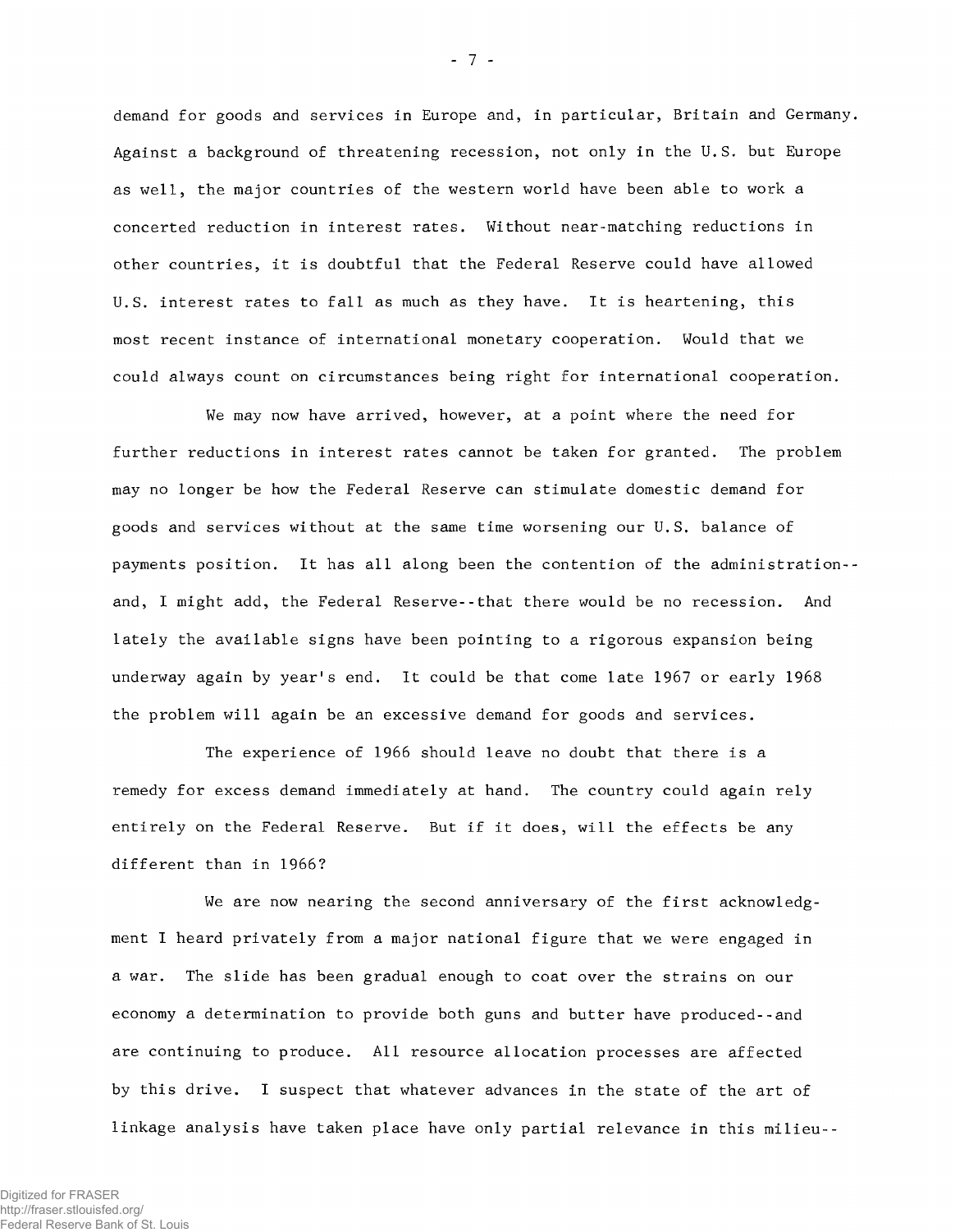demand for goods and services in Europe and, in particular, Britain and Germany. Against a background of threatening recession, not only in the U.S. but Europe as well, the major countries of the western world have been able to work a concerted reduction in interest rates. Without near-matching reductions in other countries, it is doubtful that the Federal Reserve could have allowed U.S. interest rates to fall as much as they have. It is heartening, this most recent instance of international monetary cooperation. Would that we could always count on circumstances being right for international cooperation.

We may now have arrived, however, at a point where the need for further reductions in interest rates cannot be taken for granted. The problem may no longer be how the Federal Reserve can stimulate domestic demand for goods and services without at the same time worsening our U.S. balance of payments position. It has all along been the contention of the administration--and, I might add, the Federal Reserve--that there would be no recession. And lately the available signs have been pointing to a rigorous expansion being underway again by year's end. It could be that come late 1967 or early 1968 the problem will again be an excessive demand for goods and services.

The experience of 1966 should leave no doubt that there is a remedy for excess demand immediately at hand. The country could again rely entirely on the Federal Reserve. But if it does, will the effects be any different than in 1966?

We are now nearing the second anniversary of the first acknowledgment I heard privately from a major national figure that we were engaged in a war. The slide has been gradual enough to coat over the strains on our economy a determination to provide both guns and butter have produced--and are continuing to produce. All resource allocation processes are affected by this drive. I suspect that whatever advances in the state of the art of linkage analysis have taken place have only partial relevance in this milieu--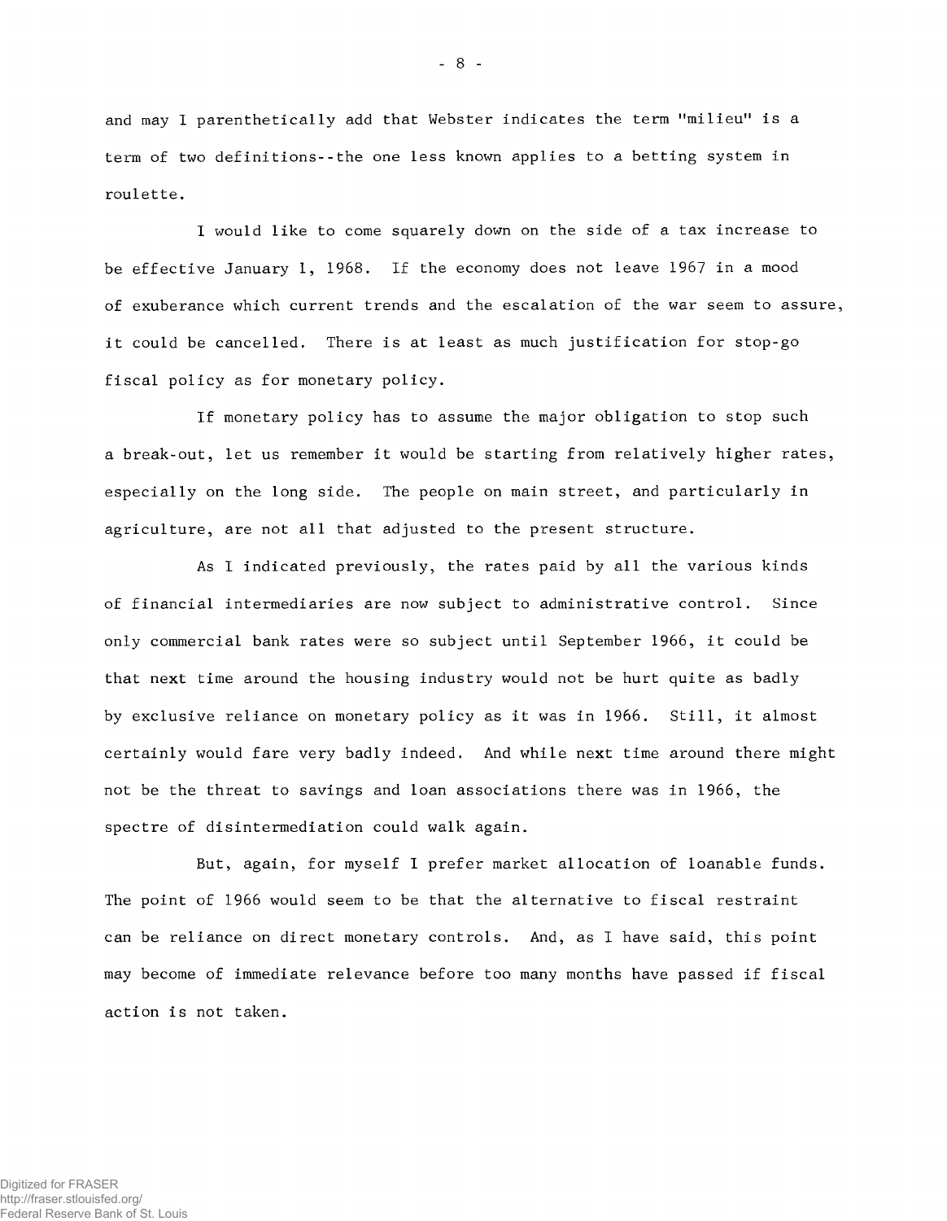and may I parenthetically add that Webster indicates the term "milieu" is a term of two definitions--the one less known applies to a betting system in roulette.

I would like to come squarely down on the side of a tax increase to be effective January 1, 1968. If the economy does not leave 1967 in a mood of exuberance which current trends and the escalation of the war seem to assure, it could be cancelled. There is at least as much justification for stop-go fiscal policy as for monetary policy.

If monetary policy has to assume the major obligation to stop such a break-out, let us remember it would be starting from relatively higher rates, especially on the long side. The people on main street, and particularly in agriculture, are not all that adjusted to the present structure.

As I indicated previously, the rates paid by all the various kinds of financial intermediaries are now subject to administrative control. Since only commercial bank rates were so subject until September 1966, it could be that next time around the housing industry would not be hurt quite as badly by exclusive reliance on monetary policy as it was in 1966. Still, it almost certainly would fare very badly indeed. And while next time around there might not be the threat to savings and loan associations there was in 1966, the spectre of disintermediation could walk again.

But, again, for myself I prefer market allocation of loanable funds. The point of 1966 would seem to be that the alternative to fiscal restraint can be reliance on direct monetary controls. And, as I have said, this point may become of immediate relevance before too many months have passed if fiscal action is not taken.